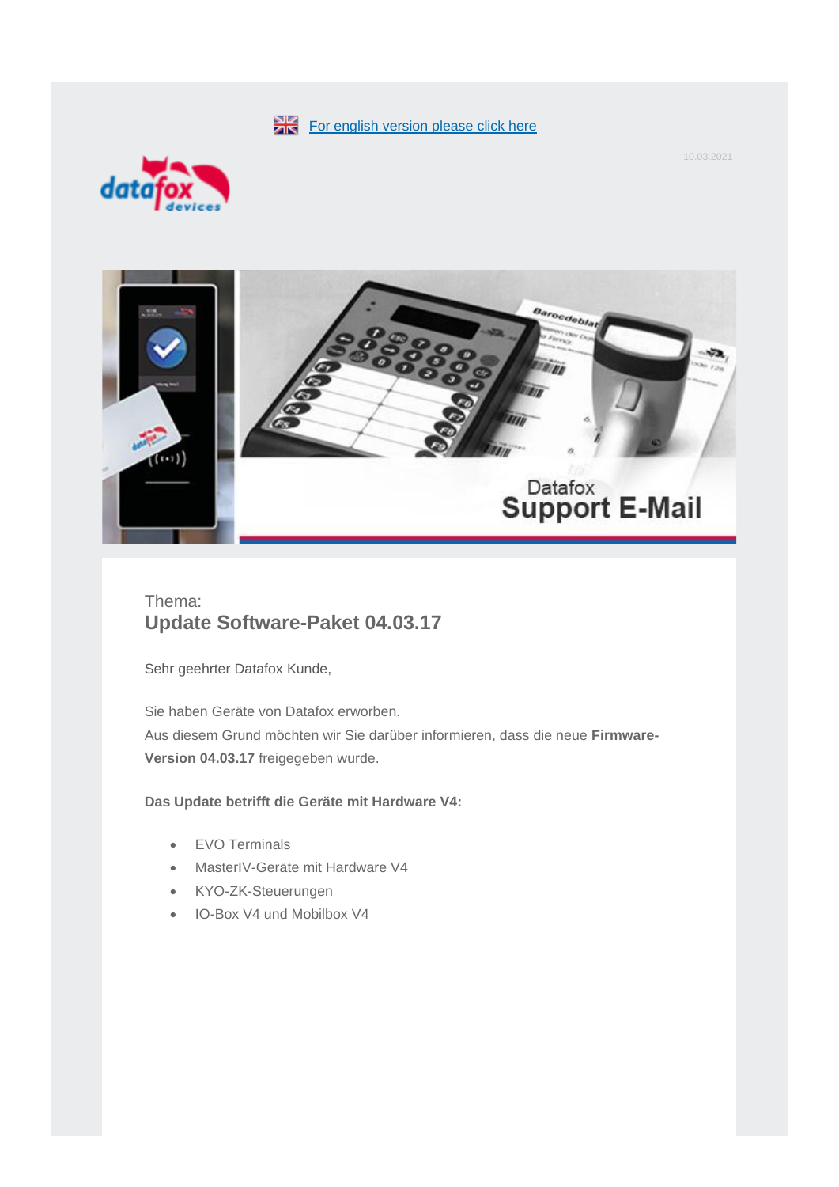For english version please click here

10.03.2021

Thema:

## Update Software-Paket 04.03.17

Sehr geehrter Datafox Kunde,

Sie haben Geräte von Datafox erworben.
Aus diesem Grund möchten wir Sie darüber informieren, dass die neue **Firmware-Version 04.03.17** freigegeben wurde.

**Das Update betrifft die Geräte mit Hardware V4:**

- EVO Terminals
- MasterIV-Geräte mit Hardware V4
- KYO-ZK-Steuerungen
- IO-Box V4 und Mobilbox V4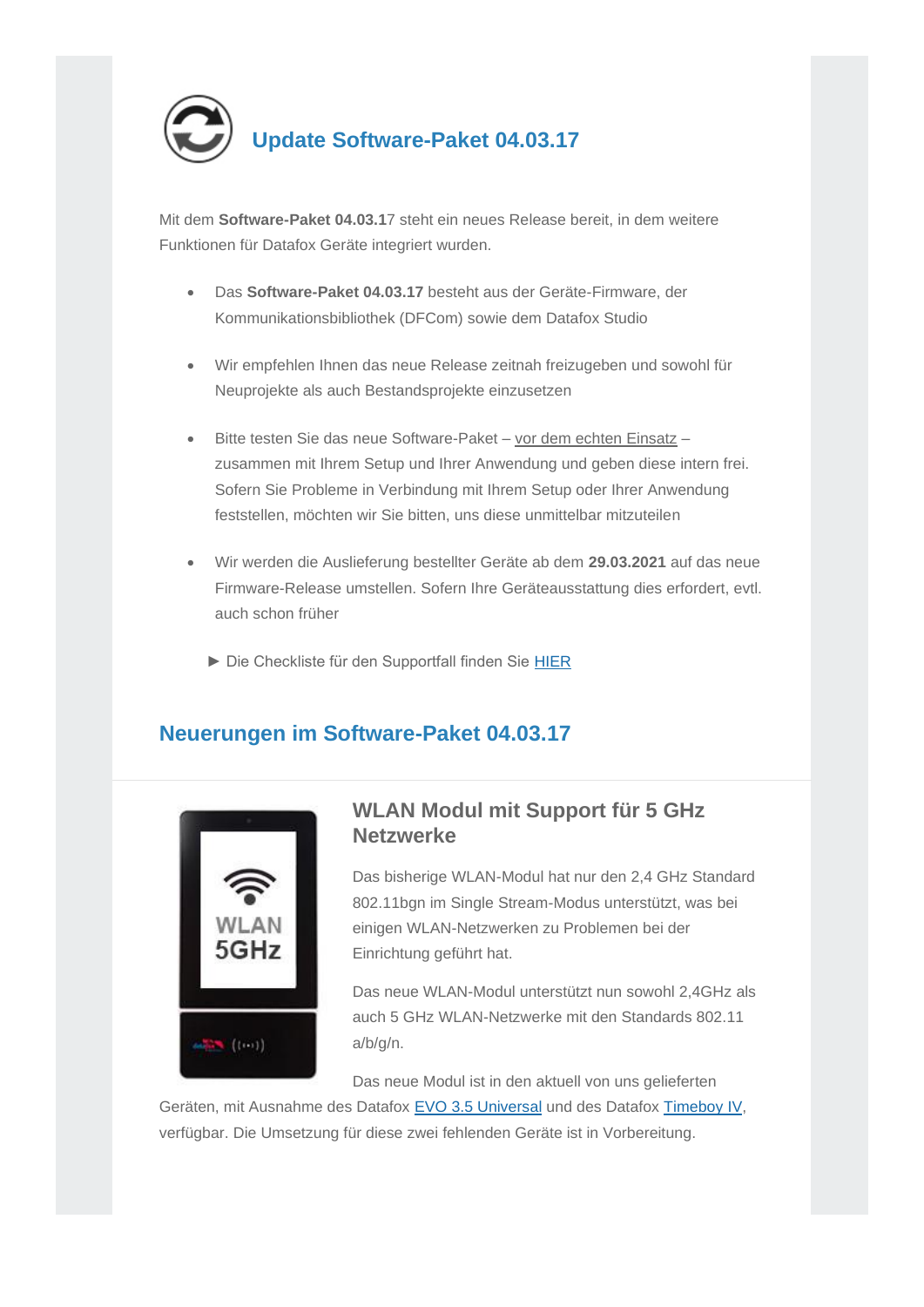## Update Software-Paket 04.03.17

Mit dem **Software-Paket 04.03.1**7 steht ein neues Release bereit, in dem weitere Funktionen für Datafox Geräte integriert wurden.

- Das **Software-Paket 04.03.17** besteht aus der Geräte-Firmware, der Kommunikationsbibliothek (DFCom) sowie dem Datafox Studio
- Wir empfehlen Ihnen das neue Release zeitnah freizugeben und sowohl für Neuprojekte als auch Bestandsprojekte einzusetzen
- Bitte testen Sie das neue Software-Paket – vor dem echten Einsatz – zusammen mit Ihrem Setup und Ihrer Anwendung und geben diese intern frei. Sofern Sie Probleme in Verbindung mit Ihrem Setup oder Ihrer Anwendung feststellen, möchten wir Sie bitten, uns diese unmittelbar mitzuteilen
- Wir werden die Auslieferung bestellter Geräte ab dem **29.03.2021** auf das neue Firmware-Release umstellen. Sofern Ihre Geräteausstattung dies erfordert, evtl. auch schon früher

► Die Checkliste für den Supportfall finden Sie HIER

## Neuerungen im Software-Paket 04.03.17

### WLAN Modul mit Support für 5 GHz Netzwerke

Das bisherige WLAN-Modul hat nur den 2,4 GHz Standard 802.11bgn im Single Stream-Modus unterstützt, was bei einigen WLAN-Netzwerken zu Problemen bei der Einrichtung geführt hat.

Das neue WLAN-Modul unterstützt nun sowohl 2,4GHz als auch 5 GHz WLAN-Netzwerke mit den Standards 802.11 a/b/g/n.

Das neue Modul ist in den aktuell von uns gelieferten Geräten, mit Ausnahme des Datafox EVO 3.5 Universal und des Datafox Timeboy IV, verfügbar. Die Umsetzung für diese zwei fehlenden Geräte ist in Vorbereitung.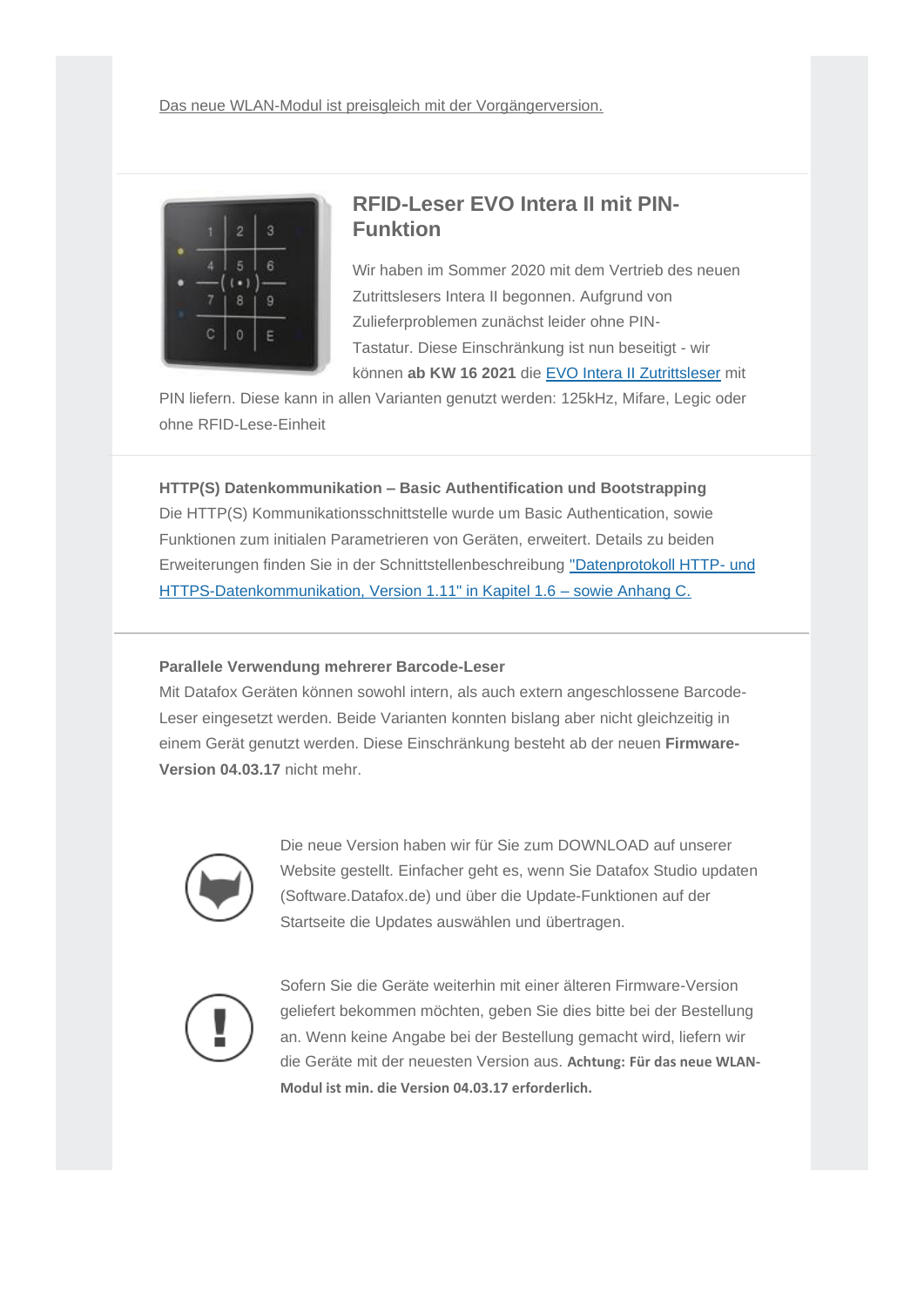Das neue WLAN-Modul ist preisgleich mit der Vorgängerversion.

## RFID-Leser EVO Intera II mit PIN-Funktion

Wir haben im Sommer 2020 mit dem Vertrieb des neuen Zutrittslesers Intera II begonnen. Aufgrund von Zulieferproblemen zunächst leider ohne PIN-Tastatur. Diese Einschränkung ist nun beseitigt - wir können **ab KW 16 2021** die EVO Intera II Zutrittsleser mit PIN liefern. Diese kann in allen Varianten genutzt werden: 125kHz, Mifare, Legic oder ohne RFID-Lese-Einheit

**HTTP(S) Datenkommunikation – Basic Authentification und Bootstrapping**
Die HTTP(S) Kommunikationsschnittstelle wurde um Basic Authentication, sowie Funktionen zum initialen Parametrieren von Geräten, erweitert. Details zu beiden Erweiterungen finden Sie in der Schnittstellenbeschreibung "Datenprotokoll HTTP- und HTTPS-Datenkommunikation, Version 1.11" in Kapitel 1.6 – sowie Anhang C.

**Parallele Verwendung mehrerer Barcode-Leser**
Mit Datafox Geräten können sowohl intern, als auch extern angeschlossene Barcode-Leser eingesetzt werden. Beide Varianten konnten bislang aber nicht gleichzeitig in einem Gerät genutzt werden. Diese Einschränkung besteht ab der neuen **Firmware-Version 04.03.17** nicht mehr.

Die neue Version haben wir für Sie zum DOWNLOAD auf unserer Website gestellt. Einfacher geht es, wenn Sie Datafox Studio updaten (Software.Datafox.de) und über die Update-Funktionen auf der Startseite die Updates auswählen und übertragen.

Sofern Sie die Geräte weiterhin mit einer älteren Firmware-Version geliefert bekommen möchten, geben Sie dies bitte bei der Bestellung an. Wenn keine Angabe bei der Bestellung gemacht wird, liefern wir die Geräte mit der neuesten Version aus. **Achtung: Für das neue WLAN-Modul ist min. die Version 04.03.17 erforderlich.**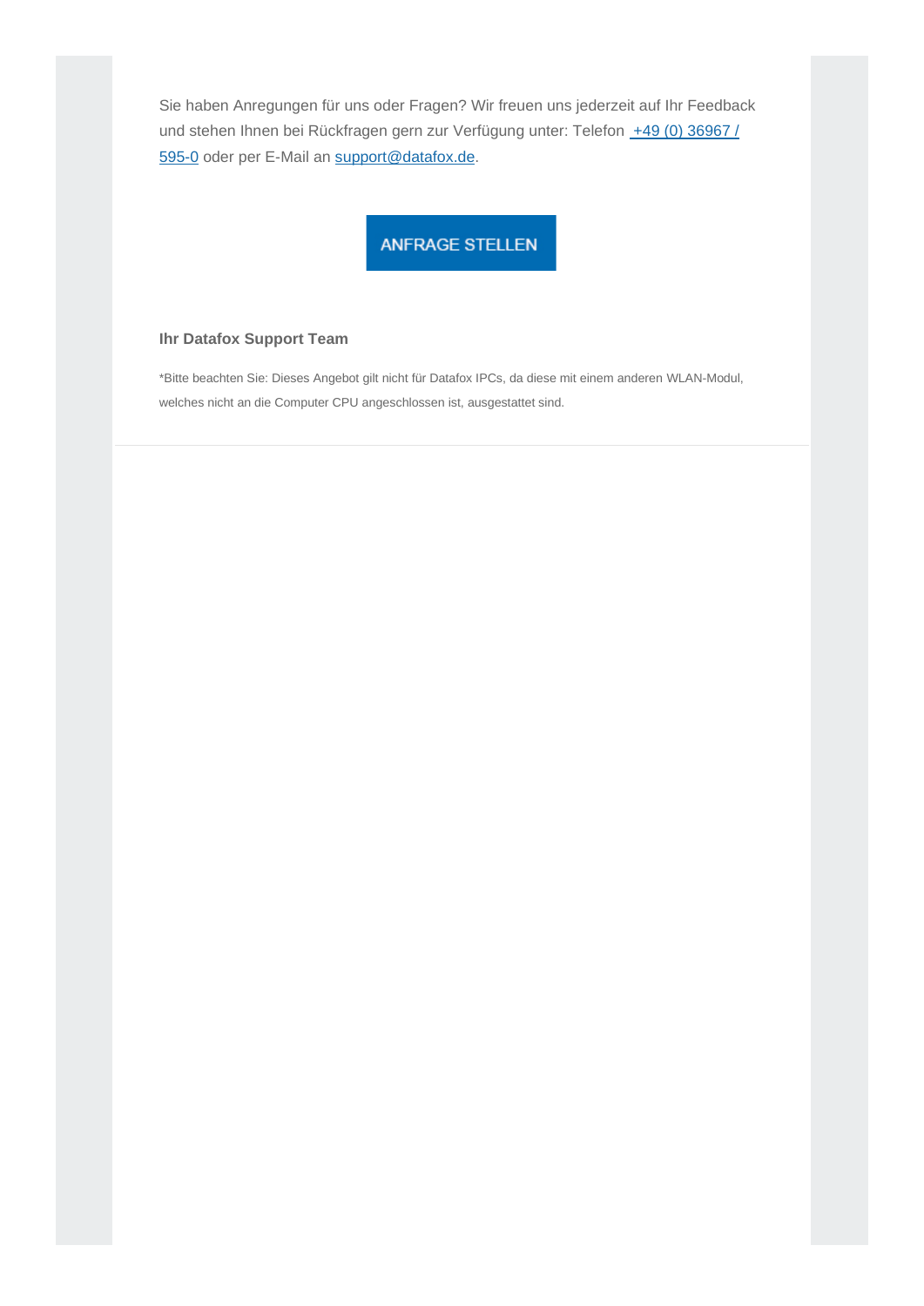Sie haben Anregungen für uns oder Fragen? Wir freuen uns jederzeit auf Ihr Feedback und stehen Ihnen bei Rückfragen gern zur Verfügung unter: Telefon +49 (0) 36967 / 595-0 oder per E-Mail an support@datafox.de.

ANFRAGE STELLEN

**Ihr Datafox Support Team**

*Bitte beachten Sie: Dieses Angebot gilt nicht für Datafox IPCs, da diese mit einem anderen WLAN-Modul, welches nicht an die Computer CPU angeschlossen ist, ausgestattet sind.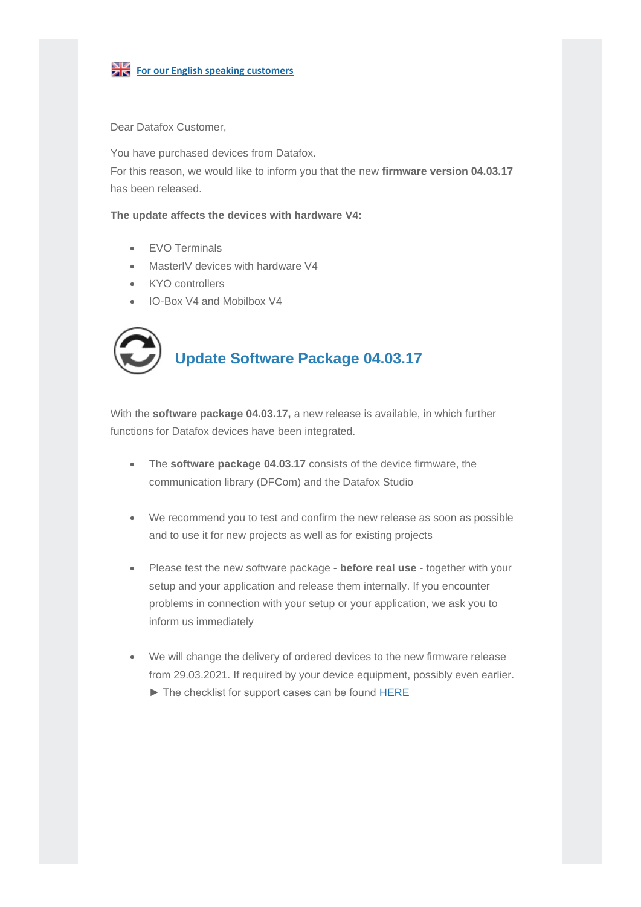**For our English speaking customers**

Dear Datafox Customer,

You have purchased devices from Datafox.
For this reason, we would like to inform you that the new **firmware version 04.03.17** has been released.

**The update affects the devices with hardware V4:**

- EVO Terminals
- MasterIV devices with hardware V4
- KYO controllers
- IO-Box V4 and Mobilbox V4

## Update Software Package 04.03.17

With the **software package 04.03.17,** a new release is available, in which further functions for Datafox devices have been integrated.

- The **software package 04.03.17** consists of the device firmware, the communication library (DFCom) and the Datafox Studio
- We recommend you to test and confirm the new release as soon as possible and to use it for new projects as well as for existing projects
- Please test the new software package - **before real use** - together with your setup and your application and release them internally. If you encounter problems in connection with your setup or your application, we ask you to inform us immediately
- We will change the delivery of ordered devices to the new firmware release from 29.03.2021. If required by your device equipment, possibly even earlier.
  ► The checklist for support cases can be found HERE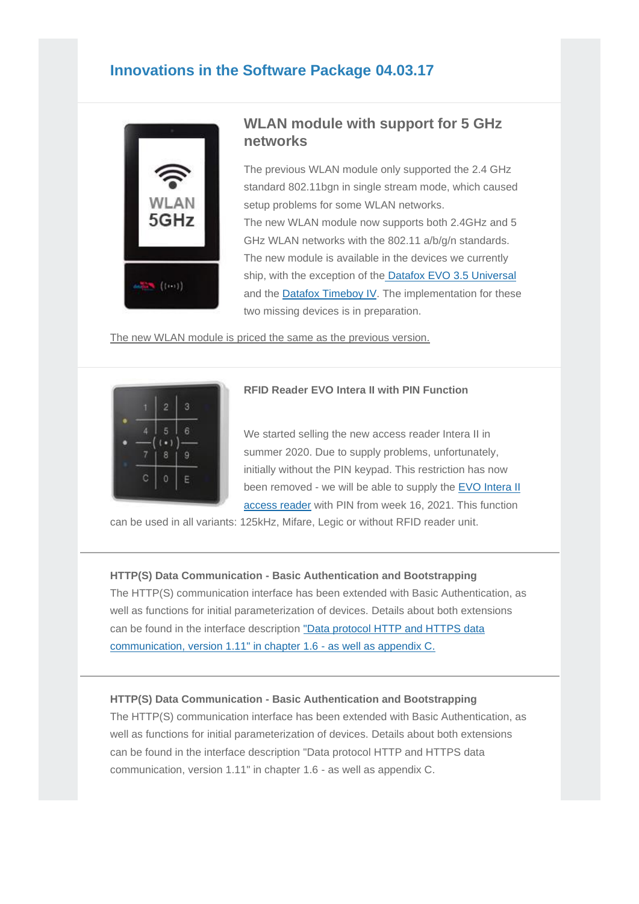## Innovations in the Software Package 04.03.17

### WLAN module with support for 5 GHz networks

The previous WLAN module only supported the 2.4 GHz standard 802.11bgn in single stream mode, which caused setup problems for some WLAN networks.
The new WLAN module now supports both 2.4GHz and 5 GHz WLAN networks with the 802.11 a/b/g/n standards. The new module is available in the devices we currently ship, with the exception of the Datafox EVO 3.5 Universal and the Datafox Timeboy IV. The implementation for these two missing devices is in preparation.

The new WLAN module is priced the same as the previous version.

**RFID Reader EVO Intera II with PIN Function**

We started selling the new access reader Intera II in summer 2020. Due to supply problems, unfortunately, initially without the PIN keypad. This restriction has now been removed - we will be able to supply the EVO Intera II access reader with PIN from week 16, 2021. This function can be used in all variants: 125kHz, Mifare, Legic or without RFID reader unit.

---

**HTTP(S) Data Communication - Basic Authentication and Bootstrapping**
The HTTP(S) communication interface has been extended with Basic Authentication, as well as functions for initial parameterization of devices. Details about both extensions can be found in the interface description "Data protocol HTTP and HTTPS data communication, version 1.11" in chapter 1.6 - as well as appendix C.

---

**HTTP(S) Data Communication - Basic Authentication and Bootstrapping**
The HTTP(S) communication interface has been extended with Basic Authentication, as well as functions for initial parameterization of devices. Details about both extensions can be found in the interface description "Data protocol HTTP and HTTPS data communication, version 1.11" in chapter 1.6 - as well as appendix C.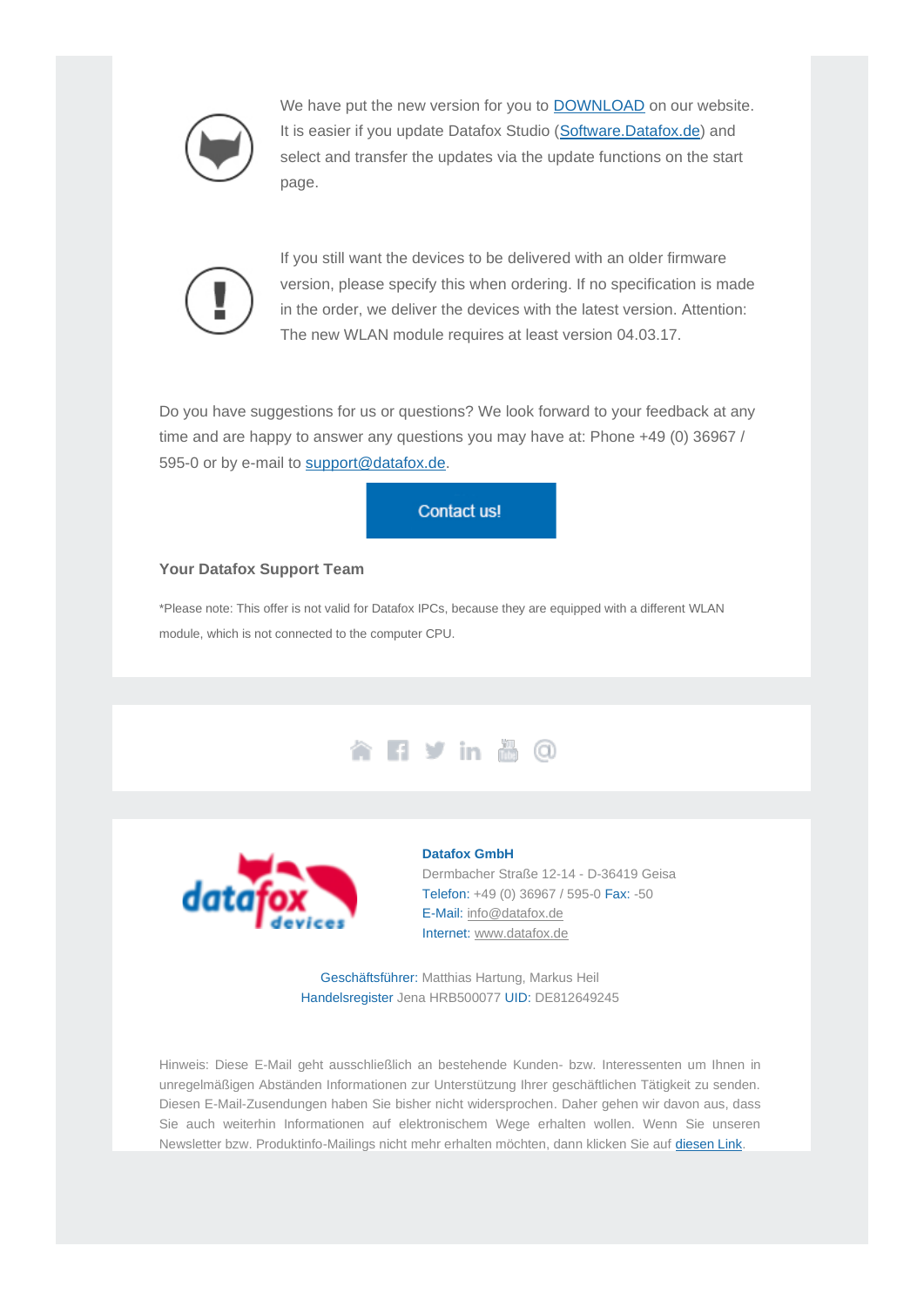We have put the new version for you to DOWNLOAD on our website. It is easier if you update Datafox Studio (Software.Datafox.de) and select and transfer the updates via the update functions on the start page.

If you still want the devices to be delivered with an older firmware version, please specify this when ordering. If no specification is made in the order, we deliver the devices with the latest version. Attention: The new WLAN module requires at least version 04.03.17.

Do you have suggestions for us or questions? We look forward to your feedback at any time and are happy to answer any questions you may have at: Phone +49 (0) 36967 / 595-0 or by e-mail to support@datafox.de.

Contact us!

**Your Datafox Support Team**

*Please note: This offer is not valid for Datafox IPCs, because they are equipped with a different WLAN module, which is not connected to the computer CPU.

**Datafox GmbH**
Dermbacher Straße 12-14 - D-36419 Geisa
Telefon: +49 (0) 36967 / 595-0 Fax: -50
E-Mail: info@datafox.de
Internet: www.datafox.de

Geschäftsführer: Matthias Hartung, Markus Heil
Handelsregister Jena HRB500077 UID: DE812649245

Hinweis: Diese E-Mail geht ausschließlich an bestehende Kunden- bzw. Interessenten um Ihnen in unregelmäßigen Abständen Informationen zur Unterstützung Ihrer geschäftlichen Tätigkeit zu senden. Diesen E-Mail-Zusendungen haben Sie bisher nicht widersprochen. Daher gehen wir davon aus, dass Sie auch weiterhin Informationen auf elektronischem Wege erhalten wollen. Wenn Sie unseren Newsletter bzw. Produktinfo-Mailings nicht mehr erhalten möchten, dann klicken Sie auf diesen Link.